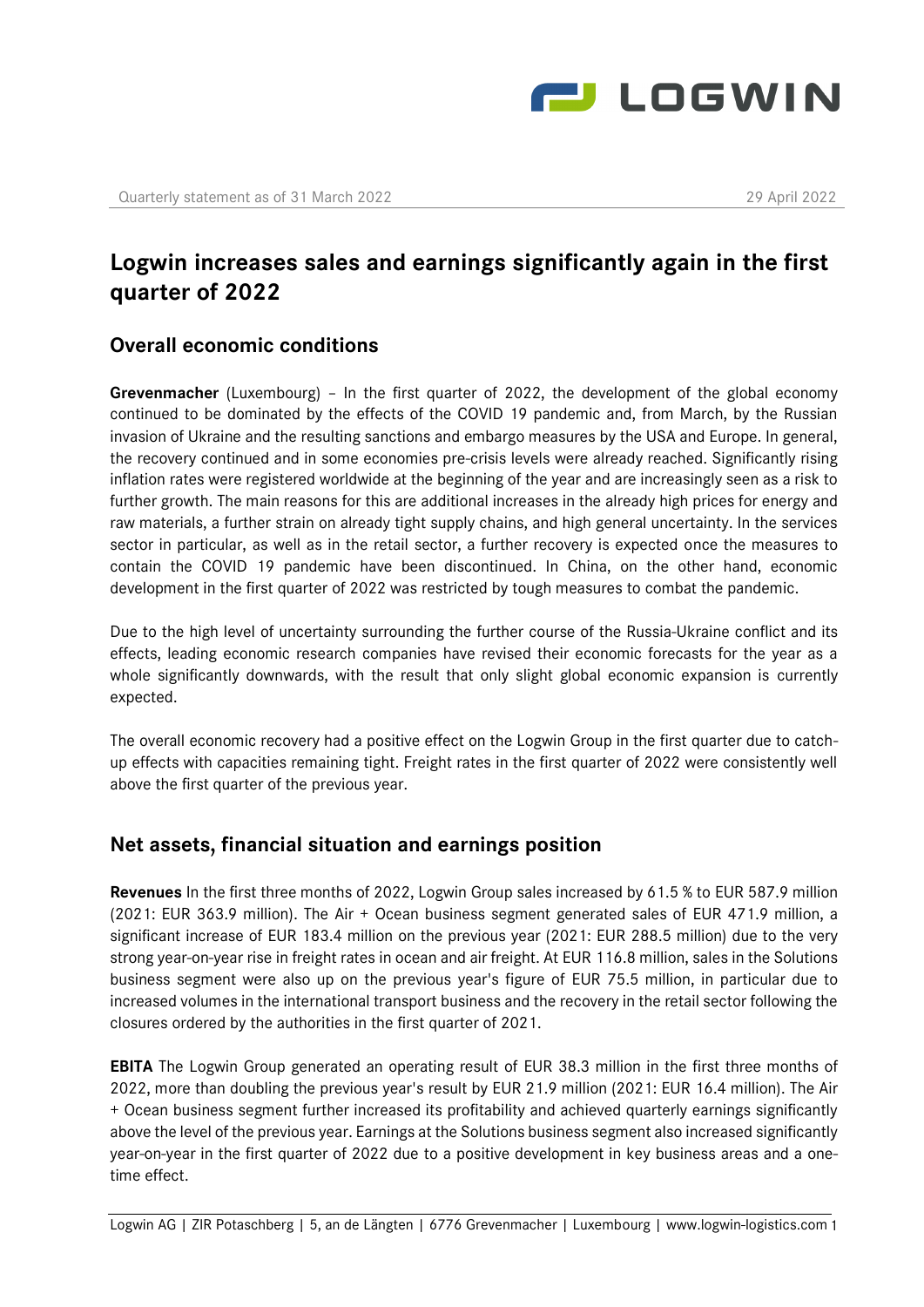Quarterly statement as of 31 March 2022 29 April 2022

# Logwin increases sales and earnings significantly again in the first quarter of 2022

## Overall economic conditions

**Grevenmacher** (Luxembourg) – In the first quarter of 2022, the development of the global economy continued to be dominated by the effects of the COVID 19 pandemic and, from March, by the Russian invasion of Ukraine and the resulting sanctions and embargo measures by the USA and Europe. In general, the recovery continued and in some economies pre-crisis levels were already reached. Significantly rising inflation rates were registered worldwide at the beginning of the year and are increasingly seen as a risk to further growth. The main reasons for this are additional increases in the already high prices for energy and raw materials, a further strain on already tight supply chains, and high general uncertainty. In the services sector in particular, as well as in the retail sector, a further recovery is expected once the measures to contain the COVID 19 pandemic have been discontinued. In China, on the other hand, economic development in the first quarter of 2022 was restricted by tough measures to combat the pandemic.

Due to the high level of uncertainty surrounding the further course of the Russia-Ukraine conflict and its effects, leading economic research companies have revised their economic forecasts for the year as a whole significantly downwards, with the result that only slight global economic expansion is currently expected.

The overall economic recovery had a positive effect on the Logwin Group in the first quarter due to catch-up effects with capacities remaining tight. Freight rates in the first quarter of 2022 were consistently well above the first quarter of the previous year.

## Net assets, financial situation and earnings position

**Revenues** In the first three months of 2022, Logwin Group sales increased by 61.5 % to EUR 587.9 million (2021: EUR 363.9 million). The Air + Ocean business segment generated sales of EUR 471.9 million, a significant increase of EUR 183.4 million on the previous year (2021: EUR 288.5 million) due to the very strong year-on-year rise in freight rates in ocean and air freight. At EUR 116.8 million, sales in the Solutions business segment were also up on the previous year's figure of EUR 75.5 million, in particular due to increased volumes in the international transport business and the recovery in the retail sector following the closures ordered by the authorities in the first quarter of 2021.

**EBITA** The Logwin Group generated an operating result of EUR 38.3 million in the first three months of 2022, more than doubling the previous year's result by EUR 21.9 million (2021: EUR 16.4 million). The Air + Ocean business segment further increased its profitability and achieved quarterly earnings significantly above the level of the previous year. Earnings at the Solutions business segment also increased significantly year-on-year in the first quarter of 2022 due to a positive development in key business areas and a one-time effect.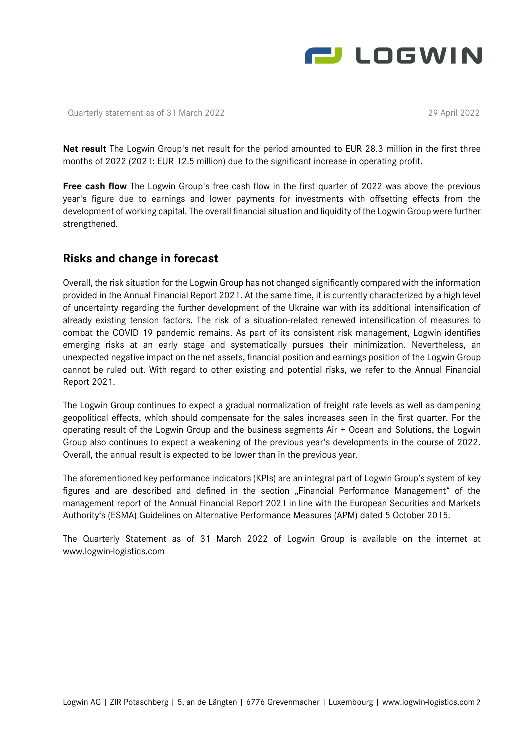**Net result** The Logwin Group's net result for the period amounted to EUR 28.3 million in the first three months of 2022 (2021: EUR 12.5 million) due to the significant increase in operating profit.

**Free cash flow** The Logwin Group's free cash flow in the first quarter of 2022 was above the previous year's figure due to earnings and lower payments for investments with offsetting effects from the development of working capital. The overall financial situation and liquidity of the Logwin Group were further strengthened.

## Risks and change in forecast

Overall, the risk situation for the Logwin Group has not changed significantly compared with the information provided in the Annual Financial Report 2021. At the same time, it is currently characterized by a high level of uncertainty regarding the further development of the Ukraine war with its additional intensification of already existing tension factors. The risk of a situation-related renewed intensification of measures to combat the COVID 19 pandemic remains. As part of its consistent risk management, Logwin identifies emerging risks at an early stage and systematically pursues their minimization. Nevertheless, an unexpected negative impact on the net assets, financial position and earnings position of the Logwin Group cannot be ruled out. With regard to other existing and potential risks, we refer to the Annual Financial Report 2021.

The Logwin Group continues to expect a gradual normalization of freight rate levels as well as dampening geopolitical effects, which should compensate for the sales increases seen in the first quarter. For the operating result of the Logwin Group and the business segments Air + Ocean and Solutions, the Logwin Group also continues to expect a weakening of the previous year's developments in the course of 2022. Overall, the annual result is expected to be lower than in the previous year.

The aforementioned key performance indicators (KPIs) are an integral part of Logwin Group's system of key figures and are described and defined in the section „Financial Performance Management" of the management report of the Annual Financial Report 2021 in line with the European Securities and Markets Authority's (ESMA) Guidelines on Alternative Performance Measures (APM) dated 5 October 2015.

The Quarterly Statement as of 31 March 2022 of Logwin Group is available on the internet at www.logwin-logistics.com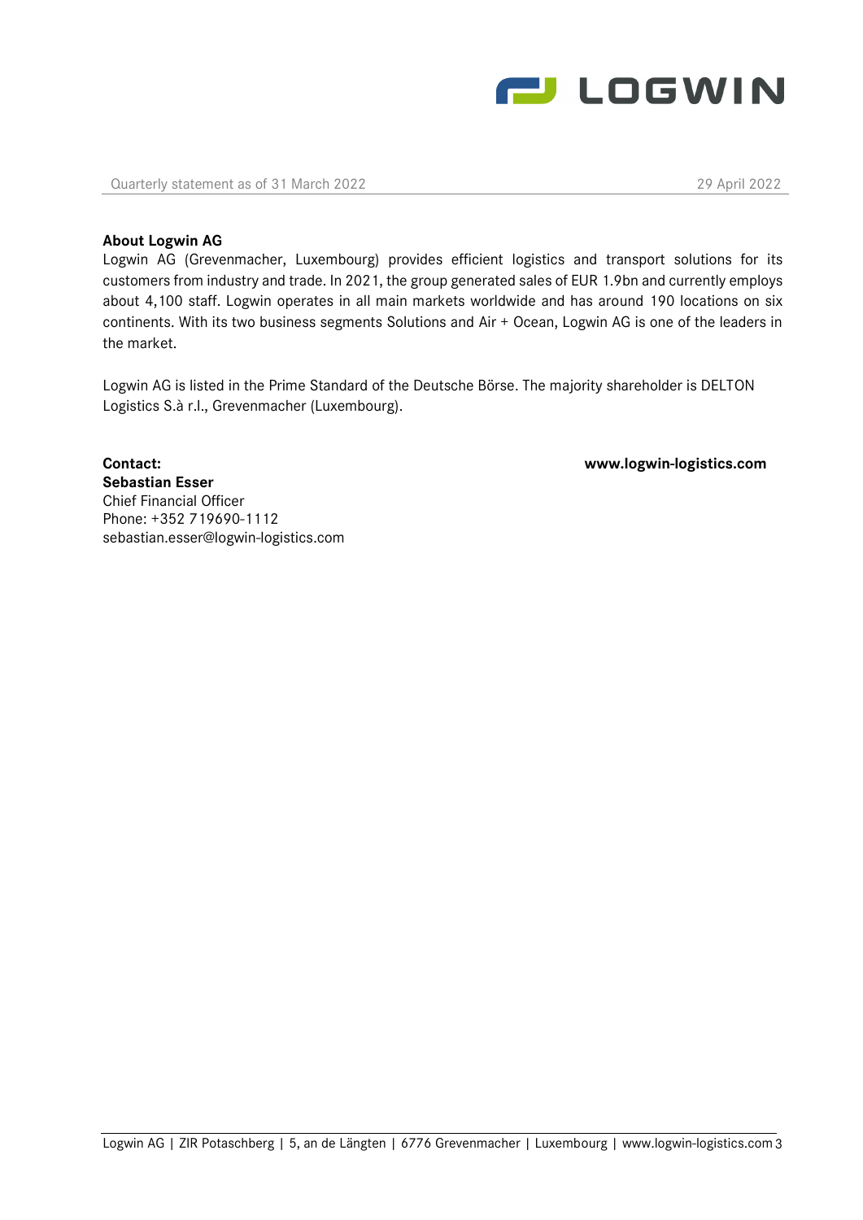**About Logwin AG**

Logwin AG (Grevenmacher, Luxembourg) provides efficient logistics and transport solutions for its customers from industry and trade. In 2021, the group generated sales of EUR 1.9bn and currently employs about 4,100 staff. Logwin operates in all main markets worldwide and has around 190 locations on six continents. With its two business segments Solutions and Air + Ocean, Logwin AG is one of the leaders in the market.

Logwin AG is listed in the Prime Standard of the Deutsche Börse. The majority shareholder is DELTON Logistics S.à r.l., Grevenmacher (Luxembourg).

**Contact:**
**Sebastian Esser**
Chief Financial Officer
Phone: +352 719690-1112
sebastian.esser@logwin-logistics.com

**www.logwin-logistics.com**